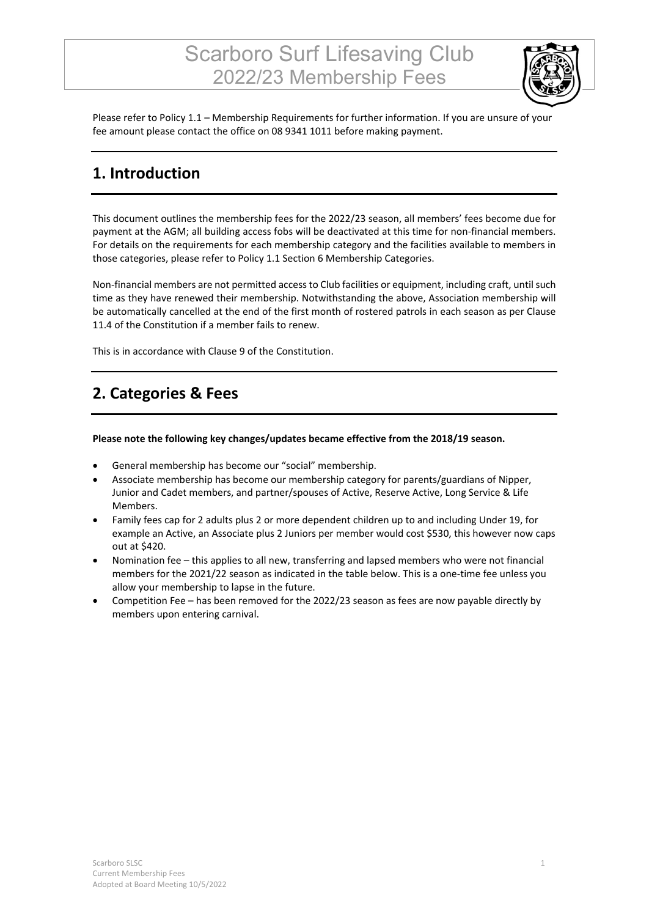# Scarboro Surf Lifesaving Club
## 2022/23 Membership Fees

Please refer to Policy 1.1 – Membership Requirements for further information. If you are unsure of your fee amount please contact the office on 08 9341 1011 before making payment.

## 1. Introduction

This document outlines the membership fees for the 2022/23 season, all members' fees become due for payment at the AGM; all building access fobs will be deactivated at this time for non-financial members. For details on the requirements for each membership category and the facilities available to members in those categories, please refer to Policy 1.1 Section 6 Membership Categories.

Non-financial members are not permitted access to Club facilities or equipment, including craft, until such time as they have renewed their membership. Notwithstanding the above, Association membership will be automatically cancelled at the end of the first month of rostered patrols in each season as per Clause 11.4 of the Constitution if a member fails to renew.

This is in accordance with Clause 9 of the Constitution.

## 2. Categories & Fees

**Please note the following key changes/updates became effective from the 2018/19 season.**

- General membership has become our "social" membership.
- Associate membership has become our membership category for parents/guardians of Nipper, Junior and Cadet members, and partner/spouses of Active, Reserve Active, Long Service & Life Members.
- Family fees cap for 2 adults plus 2 or more dependent children up to and including Under 19, for example an Active, an Associate plus 2 Juniors per member would cost $530, this however now caps out at $420.
- Nomination fee – this applies to all new, transferring and lapsed members who were not financial members for the 2021/22 season as indicated in the table below. This is a one-time fee unless you allow your membership to lapse in the future.
- Competition Fee – has been removed for the 2022/23 season as fees are now payable directly by members upon entering carnival.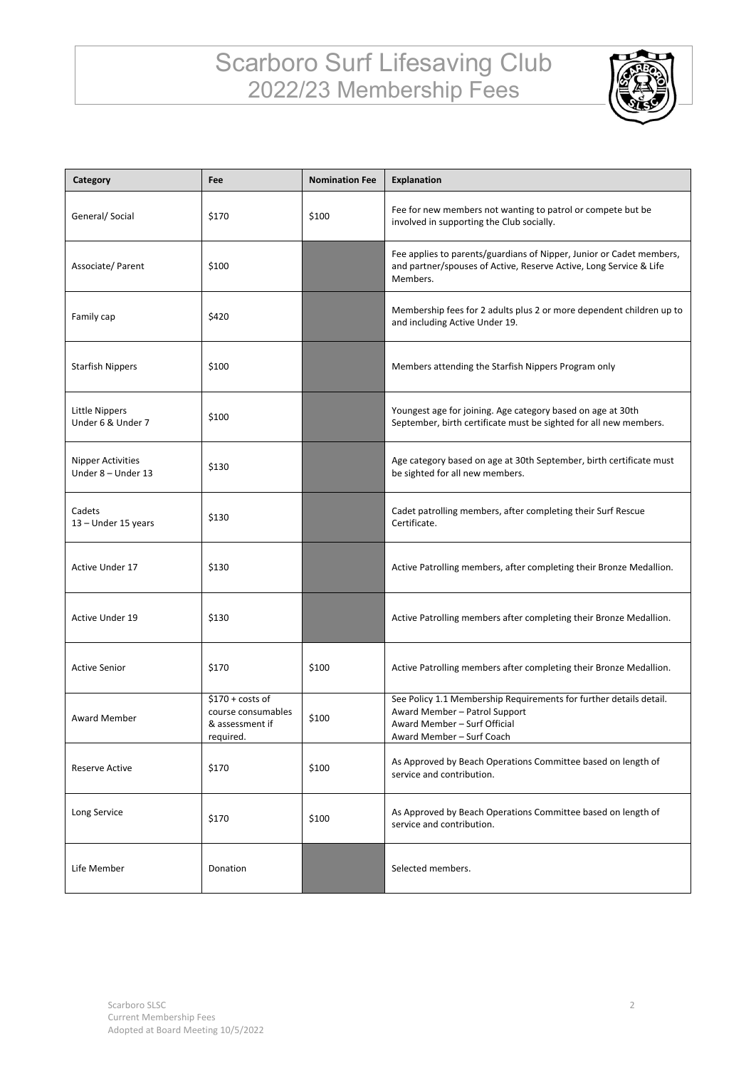# Scarboro Surf Lifesaving Club
## 2022/23 Membership Fees

| Category | Fee | Nomination Fee | Explanation |
|---|---|---|---|
| General/ Social | $170 | $100 | Fee for new members not wanting to patrol or compete but be involved in supporting the Club socially. |
| Associate/ Parent | $100 | | Fee applies to parents/guardians of Nipper, Junior or Cadet members, and partner/spouses of Active, Reserve Active, Long Service & Life Members. |
| Family cap | $420 | | Membership fees for 2 adults plus 2 or more dependent children up to and including Active Under 19. |
| Starfish Nippers | $100 | | Members attending the Starfish Nippers Program only |
| Little Nippers Under 6 & Under 7 | $100 | | Youngest age for joining. Age category based on age at 30th September, birth certificate must be sighted for all new members. |
| Nipper Activities Under 8 – Under 13 | $130 | | Age category based on age at 30th September, birth certificate must be sighted for all new members. |
| Cadets 13 – Under 15 years | $130 | | Cadet patrolling members, after completing their Surf Rescue Certificate. |
| Active Under 17 | $130 | | Active Patrolling members, after completing their Bronze Medallion. |
| Active Under 19 | $130 | | Active Patrolling members after completing their Bronze Medallion. |
| Active Senior | $170 | $100 | Active Patrolling members after completing their Bronze Medallion. |
| Award Member | $170 + costs of course consumables & assessment if required. | $100 | See Policy 1.1 Membership Requirements for further details detail.<br>Award Member – Patrol Support<br>Award Member – Surf Official<br>Award Member – Surf Coach |
| Reserve Active | $170 | $100 | As Approved by Beach Operations Committee based on length of service and contribution. |
| Long Service | $170 | $100 | As Approved by Beach Operations Committee based on length of service and contribution. |
| Life Member | Donation | | Selected members. |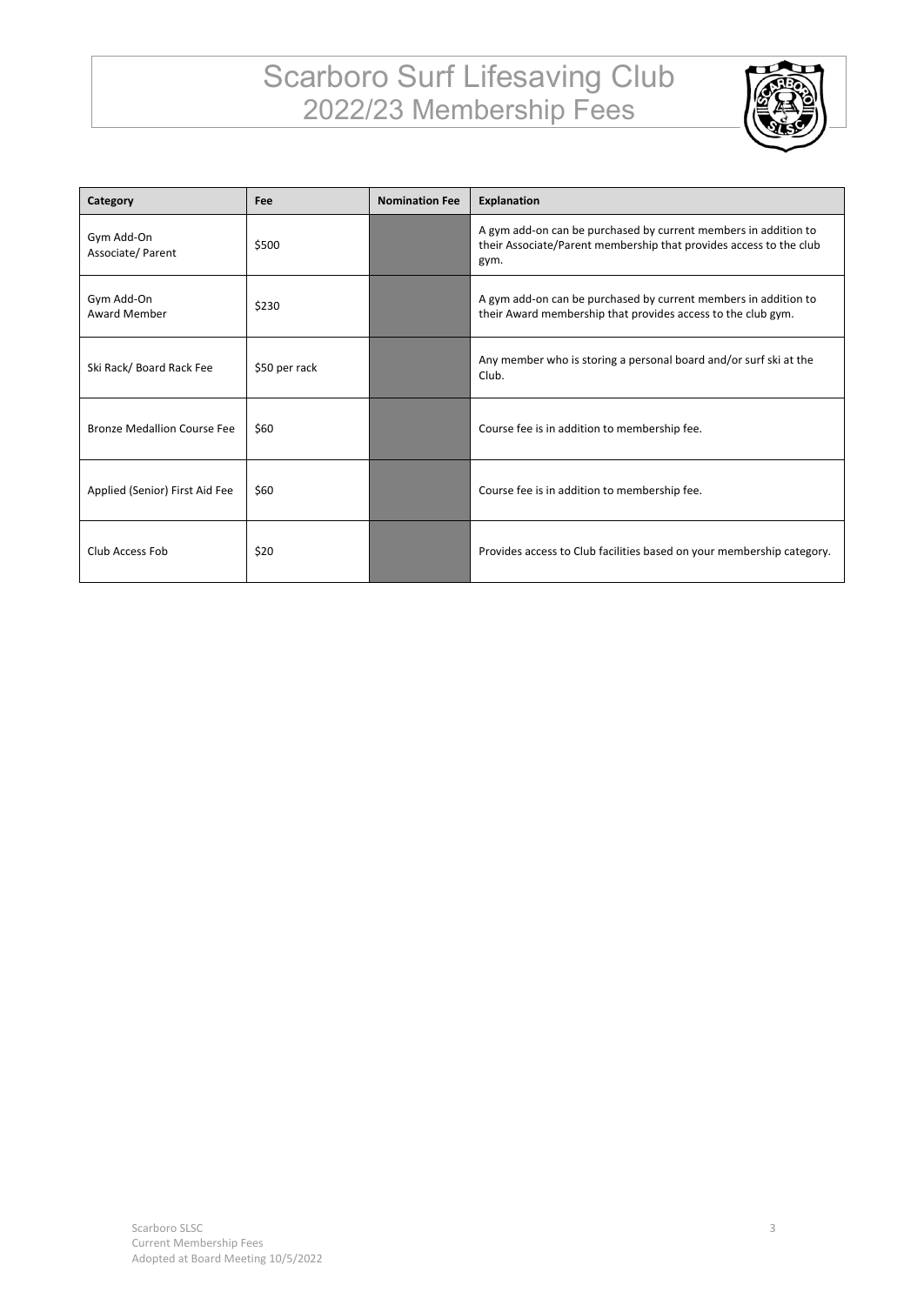# Scarboro Surf Lifesaving Club
## 2022/23 Membership Fees

| Category | Fee | Nomination Fee | Explanation |
| --- | --- | --- | --- |
| Gym Add-On Associate/ Parent | $500 | | A gym add-on can be purchased by current members in addition to their Associate/Parent membership that provides access to the club gym. |
| Gym Add-On Award Member | $230 | | A gym add-on can be purchased by current members in addition to their Award membership that provides access to the club gym. |
| Ski Rack/ Board Rack Fee | $50 per rack | | Any member who is storing a personal board and/or surf ski at the Club. |
| Bronze Medallion Course Fee | $60 | | Course fee is in addition to membership fee. |
| Applied (Senior) First Aid Fee | $60 | | Course fee is in addition to membership fee. |
| Club Access Fob | $20 | | Provides access to Club facilities based on your membership category. |

Scarboro SLSC
Current Membership Fees
Adopted at Board Meeting 10/5/2022